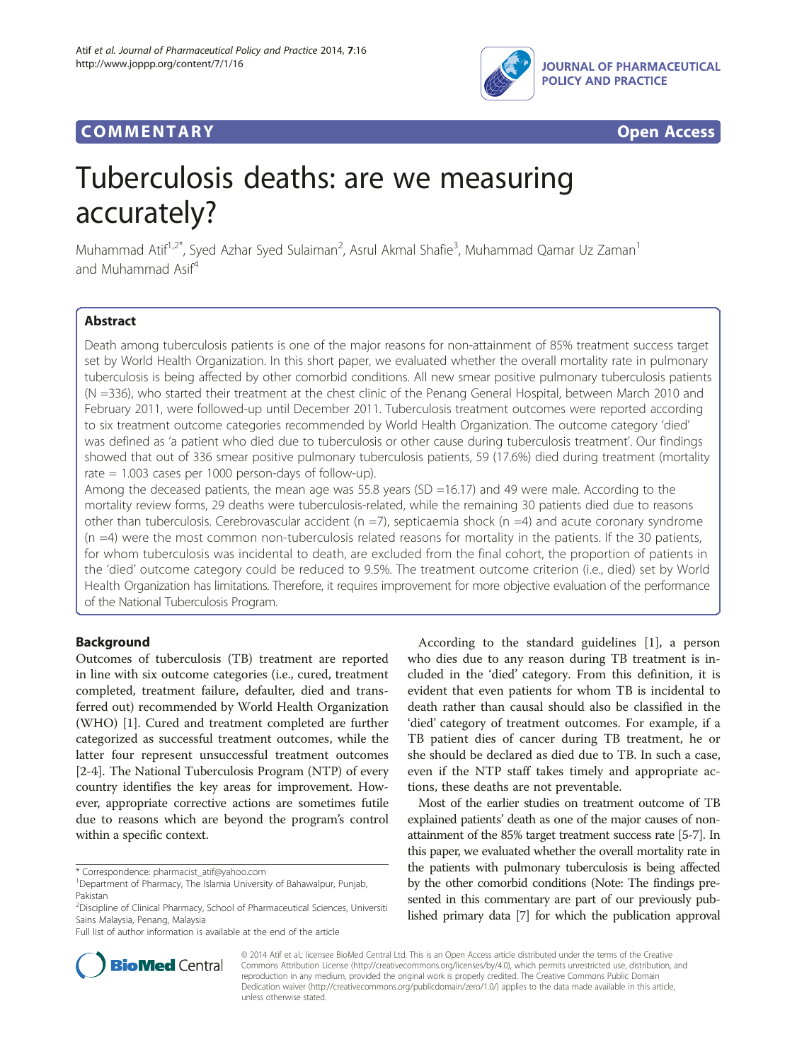COMMENTARY Open Access

# Tuberculosis deaths: are we measuring accurately?

Muhammad Atif[1,2*], Syed Azhar Syed Sulaiman[2], Asrul Akmal Shafie[3], Muhammad Qamar Uz Zaman[1] and Muhammad Asif[4]

## Abstract

Death among tuberculosis patients is one of the major reasons for non-attainment of 85% treatment success target set by World Health Organization. In this short paper, we evaluated whether the overall mortality rate in pulmonary tuberculosis is being affected by other comorbid conditions. All new smear positive pulmonary tuberculosis patients (N =336), who started their treatment at the chest clinic of the Penang General Hospital, between March 2010 and February 2011, were followed-up until December 2011. Tuberculosis treatment outcomes were reported according to six treatment outcome categories recommended by World Health Organization. The outcome category 'died' was defined as 'a patient who died due to tuberculosis or other cause during tuberculosis treatment'. Our findings showed that out of 336 smear positive pulmonary tuberculosis patients, 59 (17.6%) died during treatment (mortality rate = 1.003 cases per 1000 person-days of follow-up).

Among the deceased patients, the mean age was 55.8 years (SD =16.17) and 49 were male. According to the mortality review forms, 29 deaths were tuberculosis-related, while the remaining 30 patients died due to reasons other than tuberculosis. Cerebrovascular accident (n =7), septicaemia shock (n =4) and acute coronary syndrome (n =4) were the most common non-tuberculosis related reasons for mortality in the patients. If the 30 patients, for whom tuberculosis was incidental to death, are excluded from the final cohort, the proportion of patients in the 'died' outcome category could be reduced to 9.5%. The treatment outcome criterion (i.e., died) set by World Health Organization has limitations. Therefore, it requires improvement for more objective evaluation of the performance of the National Tuberculosis Program.

## Background

Outcomes of tuberculosis (TB) treatment are reported in line with six outcome categories (i.e., cured, treatment completed, treatment failure, defaulter, died and transferred out) recommended by World Health Organization (WHO) [1]. Cured and treatment completed are further categorized as successful treatment outcomes, while the latter four represent unsuccessful treatment outcomes [2-4]. The National Tuberculosis Program (NTP) of every country identifies the key areas for improvement. However, appropriate corrective actions are sometimes futile due to reasons which are beyond the program's control within a specific context.

According to the standard guidelines [1], a person who dies due to any reason during TB treatment is included in the 'died' category. From this definition, it is evident that even patients for whom TB is incidental to death rather than causal should also be classified in the 'died' category of treatment outcomes. For example, if a TB patient dies of cancer during TB treatment, he or she should be declared as died due to TB. In such a case, even if the NTP staff takes timely and appropriate actions, these deaths are not preventable.

Most of the earlier studies on treatment outcome of TB explained patients' death as one of the major causes of non-attainment of the 85% target treatment success rate [5-7]. In this paper, we evaluated whether the overall mortality rate in the patients with pulmonary tuberculosis is being affected by the other comorbid conditions (Note: The findings presented in this commentary are part of our previously published primary data [7] for which the publication approval

\* Correspondence: pharmacist_atif@yahoo.com
[1]Department of Pharmacy, The Islamia University of Bahawalpur, Punjab, Pakistan
[2]Discipline of Clinical Pharmacy, School of Pharmaceutical Sciences, Universiti Sains Malaysia, Penang, Malaysia
Full list of author information is available at the end of the article

© 2014 Atif et al.; licensee BioMed Central Ltd. This is an Open Access article distributed under the terms of the Creative Commons Attribution License (http://creativecommons.org/licenses/by/4.0), which permits unrestricted use, distribution, and reproduction in any medium, provided the original work is properly credited. The Creative Commons Public Domain Dedication waiver (http://creativecommons.org/publicdomain/zero/1.0/) applies to the data made available in this article, unless otherwise stated.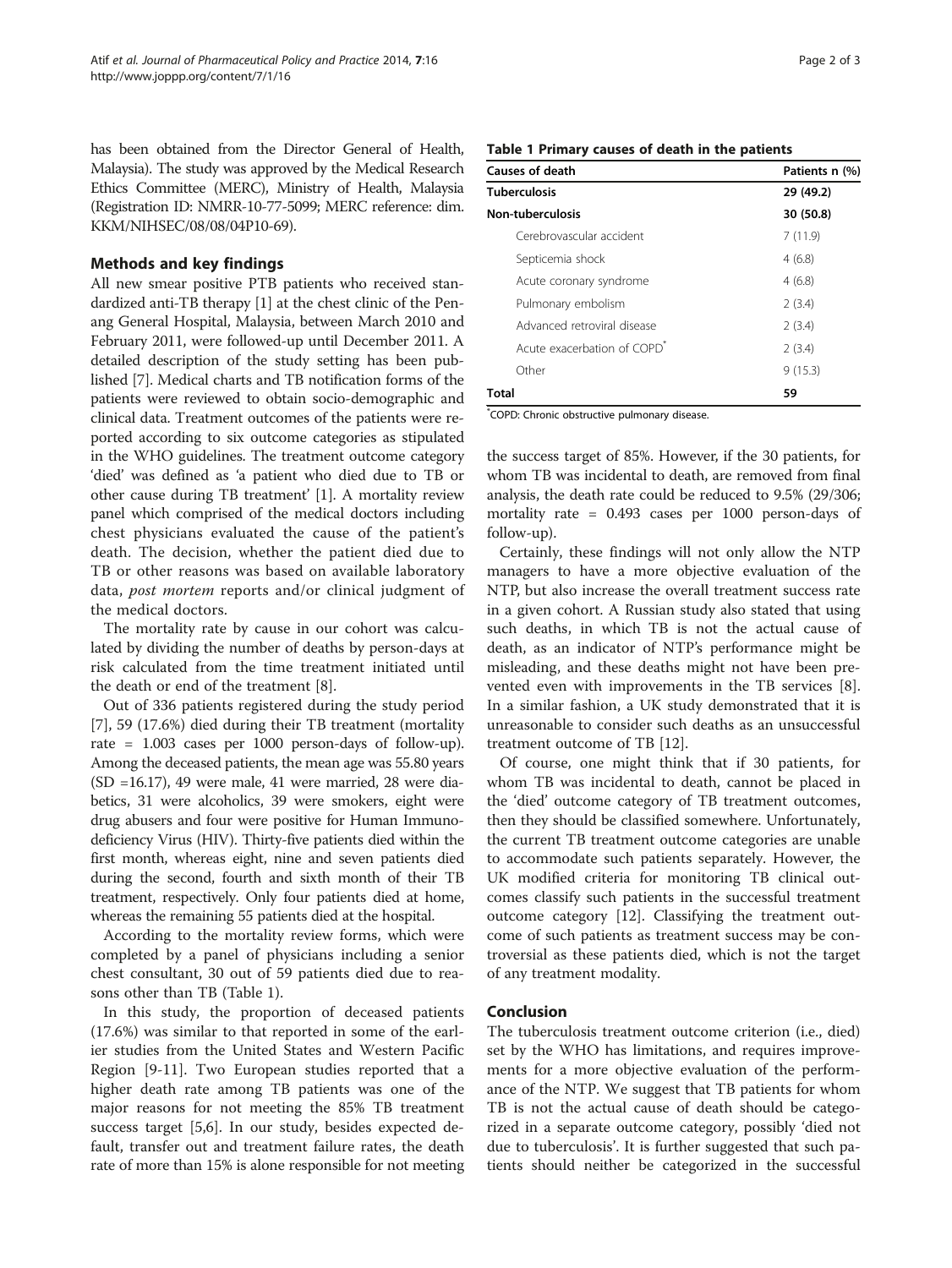has been obtained from the Director General of Health, Malaysia). The study was approved by the Medical Research Ethics Committee (MERC), Ministry of Health, Malaysia (Registration ID: NMRR-10-77-5099; MERC reference: dim. KKM/NIHSEC/08/08/04P10-69).

## Methods and key findings

All new smear positive PTB patients who received standardized anti-TB therapy [1] at the chest clinic of the Penang General Hospital, Malaysia, between March 2010 and February 2011, were followed-up until December 2011. A detailed description of the study setting has been published [7]. Medical charts and TB notification forms of the patients were reviewed to obtain socio-demographic and clinical data. Treatment outcomes of the patients were reported according to six outcome categories as stipulated in the WHO guidelines. The treatment outcome category 'died' was defined as 'a patient who died due to TB or other cause during TB treatment' [1]. A mortality review panel which comprised of the medical doctors including chest physicians evaluated the cause of the patient's death. The decision, whether the patient died due to TB or other reasons was based on available laboratory data, *post mortem* reports and/or clinical judgment of the medical doctors.

The mortality rate by cause in our cohort was calculated by dividing the number of deaths by person-days at risk calculated from the time treatment initiated until the death or end of the treatment [8].

Out of 336 patients registered during the study period [7], 59 (17.6%) died during their TB treatment (mortality rate = 1.003 cases per 1000 person-days of follow-up). Among the deceased patients, the mean age was 55.80 years (SD =16.17), 49 were male, 41 were married, 28 were diabetics, 31 were alcoholics, 39 were smokers, eight were drug abusers and four were positive for Human Immunodeficiency Virus (HIV). Thirty-five patients died within the first month, whereas eight, nine and seven patients died during the second, fourth and sixth month of their TB treatment, respectively. Only four patients died at home, whereas the remaining 55 patients died at the hospital.

According to the mortality review forms, which were completed by a panel of physicians including a senior chest consultant, 30 out of 59 patients died due to reasons other than TB (Table 1).

**Table 1 Primary causes of death in the patients**

| Causes of death | Patients n (%) |
|---|---|
| **Tuberculosis** | **29 (49.2)** |
| **Non-tuberculosis** | **30 (50.8)** |
| Cerebrovascular accident | 7 (11.9) |
| Septicemia shock | 4 (6.8) |
| Acute coronary syndrome | 4 (6.8) |
| Pulmonary embolism | 2 (3.4) |
| Advanced retroviral disease | 2 (3.4) |
| Acute exacerbation of COPD* | 2 (3.4) |
| Other | 9 (15.3) |
| **Total** | **59** |

*COPD: Chronic obstructive pulmonary disease.

In this study, the proportion of deceased patients (17.6%) was similar to that reported in some of the earlier studies from the United States and Western Pacific Region [9-11]. Two European studies reported that a higher death rate among TB patients was one of the major reasons for not meeting the 85% TB treatment success target [5,6]. In our study, besides expected default, transfer out and treatment failure rates, the death rate of more than 15% is alone responsible for not meeting the success target of 85%. However, if the 30 patients, for whom TB was incidental to death, are removed from final analysis, the death rate could be reduced to 9.5% (29/306; mortality rate = 0.493 cases per 1000 person-days of follow-up).

Certainly, these findings will not only allow the NTP managers to have a more objective evaluation of the NTP, but also increase the overall treatment success rate in a given cohort. A Russian study also stated that using such deaths, in which TB is not the actual cause of death, as an indicator of NTP's performance might be misleading, and these deaths might not have been prevented even with improvements in the TB services [8]. In a similar fashion, a UK study demonstrated that it is unreasonable to consider such deaths as an unsuccessful treatment outcome of TB [12].

Of course, one might think that if 30 patients, for whom TB was incidental to death, cannot be placed in the 'died' outcome category of TB treatment outcomes, then they should be classified somewhere. Unfortunately, the current TB treatment outcome categories are unable to accommodate such patients separately. However, the UK modified criteria for monitoring TB clinical outcomes classify such patients in the successful treatment outcome category [12]. Classifying the treatment outcome of such patients as treatment success may be controversial as these patients died, which is not the target of any treatment modality.

## Conclusion

The tuberculosis treatment outcome criterion (i.e., died) set by the WHO has limitations, and requires improvements for a more objective evaluation of the performance of the NTP. We suggest that TB patients for whom TB is not the actual cause of death should be categorized in a separate outcome category, possibly 'died not due to tuberculosis'. It is further suggested that such patients should neither be categorized in the successful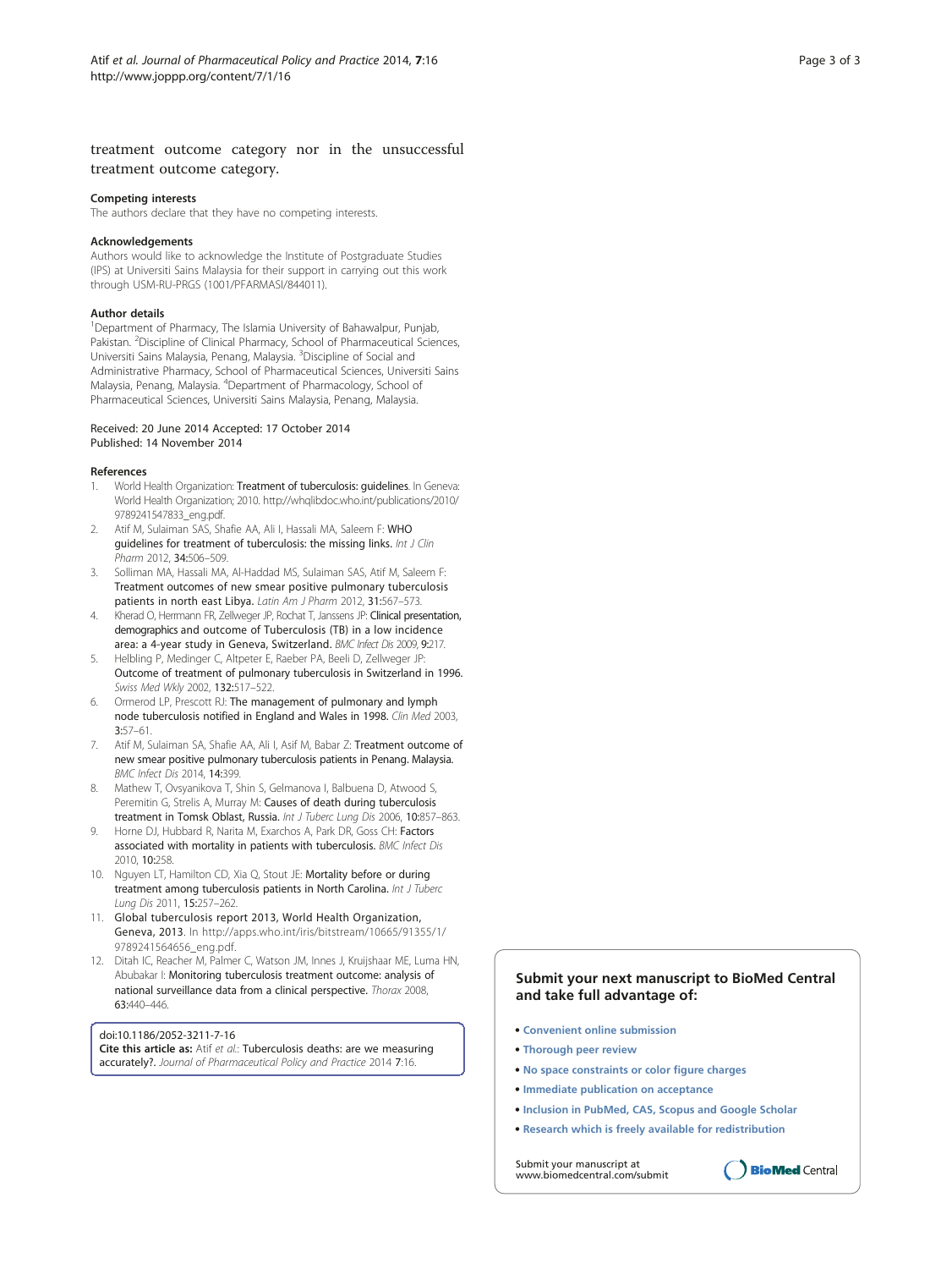treatment outcome category nor in the unsuccessful treatment outcome category.

### Competing interests

The authors declare that they have no competing interests.

### Acknowledgements

Authors would like to acknowledge the Institute of Postgraduate Studies (IPS) at Universiti Sains Malaysia for their support in carrying out this work through USM-RU-PRGS (1001/PFARMASI/844011).

### Author details

[1]Department of Pharmacy, The Islamia University of Bahawalpur, Punjab, Pakistan. [2]Discipline of Clinical Pharmacy, School of Pharmaceutical Sciences, Universiti Sains Malaysia, Penang, Malaysia. [3]Discipline of Social and Administrative Pharmacy, School of Pharmaceutical Sciences, Universiti Sains Malaysia, Penang, Malaysia. [4]Department of Pharmacology, School of Pharmaceutical Sciences, Universiti Sains Malaysia, Penang, Malaysia.

Received: 20 June 2014 Accepted: 17 October 2014
Published: 14 November 2014

### References

1. World Health Organization: **Treatment of tuberculosis: guidelines**. In Geneva: World Health Organization; 2010. http://whqlibdoc.who.int/publications/2010/9789241547833_eng.pdf.
2. Atif M, Sulaiman SAS, Shafie AA, Ali I, Hassali MA, Saleem F: **WHO guidelines for treatment of tuberculosis: the missing links.** *Int J Clin Pharm* 2012, **34**:506–509.
3. Solliman MA, Hassali MA, Al-Haddad MS, Sulaiman SAS, Atif M, Saleem F: **Treatment outcomes of new smear positive pulmonary tuberculosis patients in north east Libya.** *Latin Am J Pharm* 2012, **31**:567–573.
4. Kherad O, Herrmann FR, Zellweger JP, Rochat T, Janssens JP: **Clinical presentation, demographics and outcome of Tuberculosis (TB) in a low incidence area: a 4-year study in Geneva, Switzerland.** *BMC Infect Dis* 2009, **9**:217.
5. Helbling P, Medinger C, Altpeter E, Raeber PA, Beeli D, Zellweger JP: **Outcome of treatment of pulmonary tuberculosis in Switzerland in 1996.** *Swiss Med Wkly* 2002, **132**:517–522.
6. Ormerod LP, Prescott RJ: **The management of pulmonary and lymph node tuberculosis notified in England and Wales in 1998.** *Clin Med* 2003, **3**:57–61.
7. Atif M, Sulaiman SA, Shafie AA, Ali I, Asif M, Babar Z: **Treatment outcome of new smear positive pulmonary tuberculosis patients in Penang. Malaysia.** *BMC Infect Dis* 2014, **14**:399.
8. Mathew T, Ovsyanikova T, Shin S, Gelmanova I, Balbuena D, Atwood S, Peremitin G, Strelis A, Murray M: **Causes of death during tuberculosis treatment in Tomsk Oblast, Russia.** *Int J Tuberc Lung Dis* 2006, **10**:857–863.
9. Horne DJ, Hubbard R, Narita M, Exarchos A, Park DR, Goss CH: **Factors associated with mortality in patients with tuberculosis.** *BMC Infect Dis* 2010, **10**:258.
10. Nguyen LT, Hamilton CD, Xia Q, Stout JE: **Mortality before or during treatment among tuberculosis patients in North Carolina.** *Int J Tuberc Lung Dis* 2011, **15**:257–262.
11. **Global tuberculosis report 2013, World Health Organization, Geneva, 2013**. In http://apps.who.int/iris/bitstream/10665/91355/1/9789241564656_eng.pdf.
12. Ditah IC, Reacher M, Palmer C, Watson JM, Innes J, Kruijshaar ME, Luma HN, Abubakar I: **Monitoring tuberculosis treatment outcome: analysis of national surveillance data from a clinical perspective.** *Thorax* 2008, **63**:440–446.

doi:10.1186/2052-3211-7-16
**Cite this article as:** Atif *et al.*: Tuberculosis deaths: are we measuring accurately?. *Journal of Pharmaceutical Policy and Practice* 2014 **7**:16.

**Submit your next manuscript to BioMed Central and take full advantage of:**

- **Convenient online submission**
- **Thorough peer review**
- **No space constraints or color figure charges**
- **Immediate publication on acceptance**
- **Inclusion in PubMed, CAS, Scopus and Google Scholar**
- **Research which is freely available for redistribution**

Submit your manuscript at
www.biomedcentral.com/submit